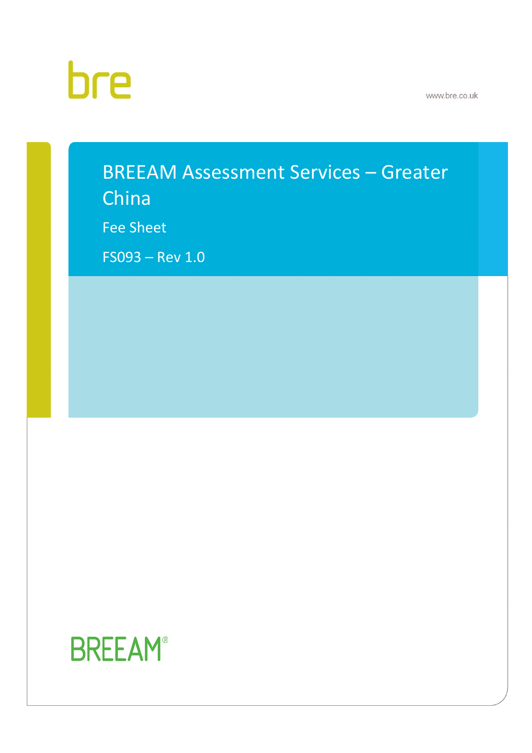bre

www.bre.co.uk

# BREEAM Assessment Services – Greater China

Fee Sheet

FS093 – Rev 1.0

BREEAM®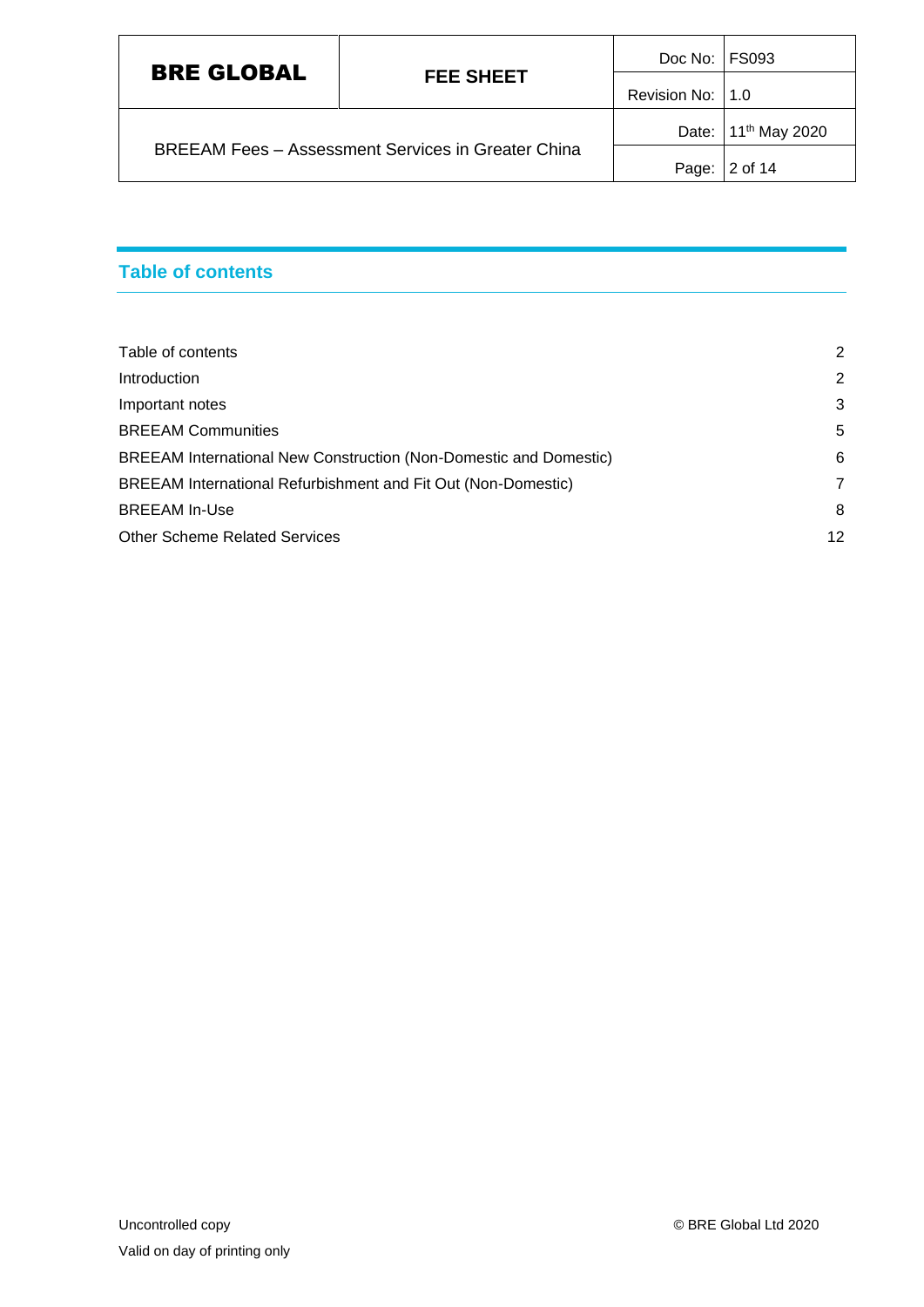## Table of contents

| | |
|---|---|
| Table of contents | 2 |
| Introduction | 2 |
| Important notes | 3 |
| BREEAM Communities | 5 |
| BREEAM International New Construction (Non-Domestic and Domestic) | 6 |
| BREEAM International Refurbishment and Fit Out (Non-Domestic) | 7 |
| BREEAM In-Use | 8 |
| Other Scheme Related Services | 12 |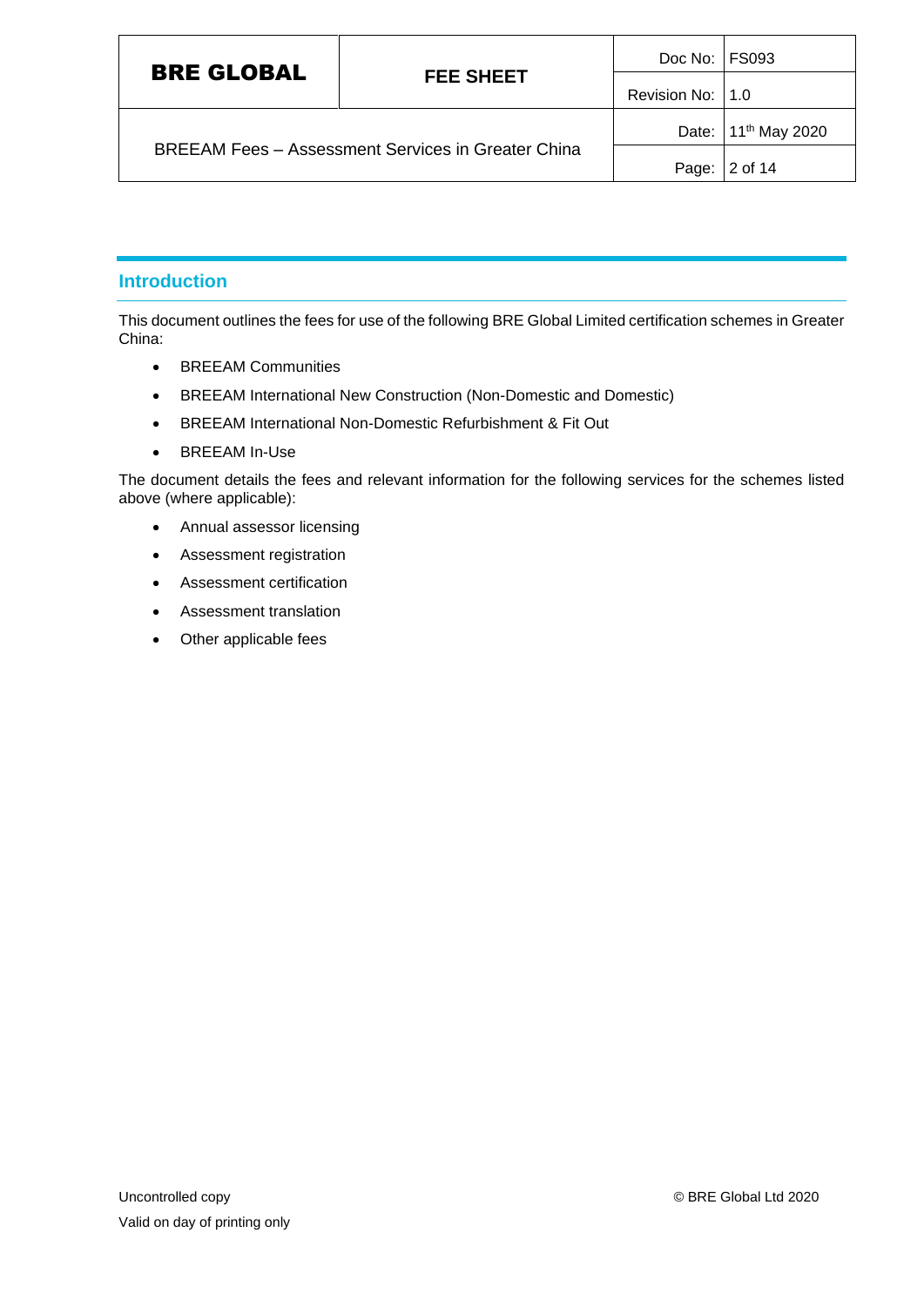## Introduction

This document outlines the fees for use of the following BRE Global Limited certification schemes in Greater China:

- BREEAM Communities
- BREEAM International New Construction (Non-Domestic and Domestic)
- BREEAM International Non-Domestic Refurbishment & Fit Out
- BREEAM In-Use

The document details the fees and relevant information for the following services for the schemes listed above (where applicable):

- Annual assessor licensing
- Assessment registration
- Assessment certification
- Assessment translation
- Other applicable fees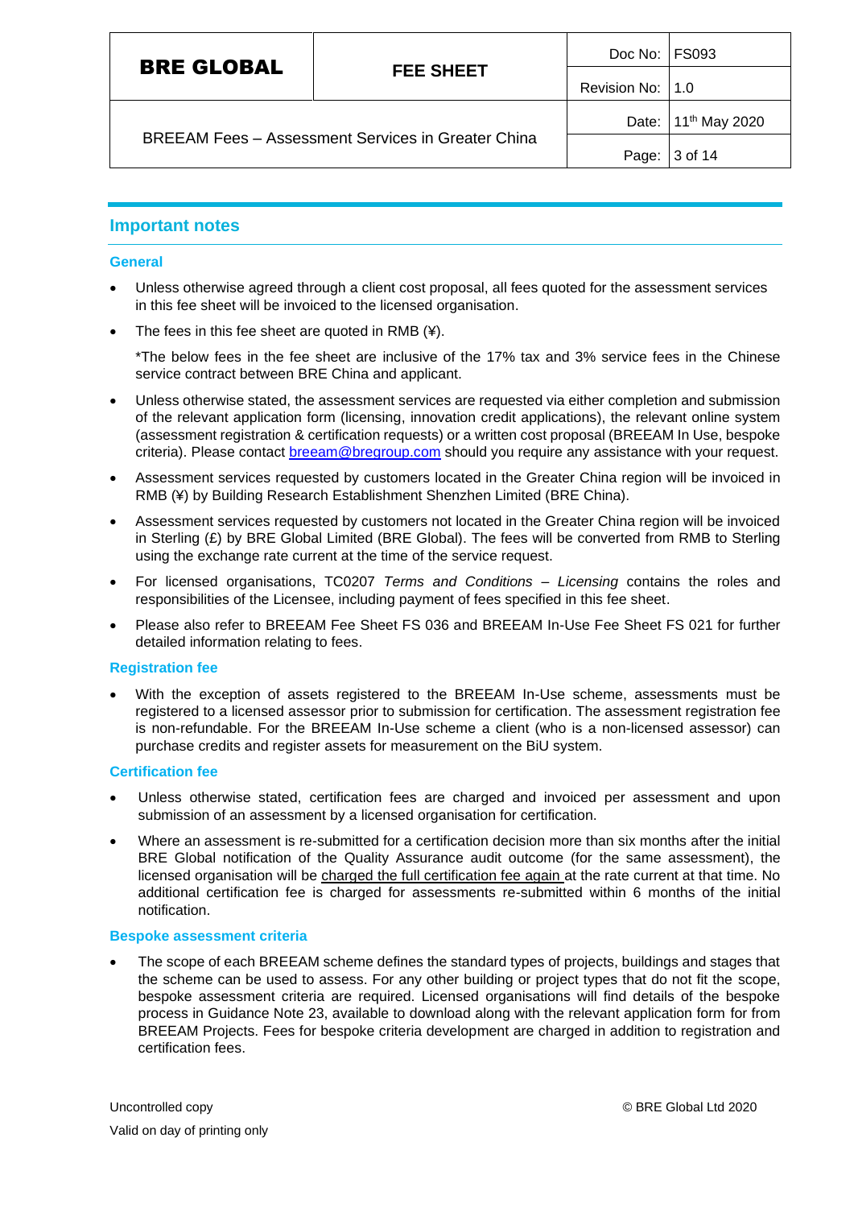## Important notes

### General

- Unless otherwise agreed through a client cost proposal, all fees quoted for the assessment services in this fee sheet will be invoiced to the licensed organisation.
- The fees in this fee sheet are quoted in RMB (¥).

  *The below fees in the fee sheet are inclusive of the 17% tax and 3% service fees in the Chinese service contract between BRE China and applicant.

- Unless otherwise stated, the assessment services are requested via either completion and submission of the relevant application form (licensing, innovation credit applications), the relevant online system (assessment registration & certification requests) or a written cost proposal (BREEAM In Use, bespoke criteria). Please contact [breeam@bregroup.com](mailto:breeam@bregroup.com) should you require any assistance with your request.
- Assessment services requested by customers located in the Greater China region will be invoiced in RMB (¥) by Building Research Establishment Shenzhen Limited (BRE China).
- Assessment services requested by customers not located in the Greater China region will be invoiced in Sterling (£) by BRE Global Limited (BRE Global). The fees will be converted from RMB to Sterling using the exchange rate current at the time of the service request.
- For licensed organisations, TC0207 *Terms and Conditions – Licensing* contains the roles and responsibilities of the Licensee, including payment of fees specified in this fee sheet.
- Please also refer to BREEAM Fee Sheet FS 036 and BREEAM In-Use Fee Sheet FS 021 for further detailed information relating to fees.

### Registration fee

- With the exception of assets registered to the BREEAM In-Use scheme, assessments must be registered to a licensed assessor prior to submission for certification. The assessment registration fee is non-refundable. For the BREEAM In-Use scheme a client (who is a non-licensed assessor) can purchase credits and register assets for measurement on the BiU system.

### Certification fee

- Unless otherwise stated, certification fees are charged and invoiced per assessment and upon submission of an assessment by a licensed organisation for certification.
- Where an assessment is re-submitted for a certification decision more than six months after the initial BRE Global notification of the Quality Assurance audit outcome (for the same assessment), the licensed organisation will be charged the full certification fee again at the rate current at that time. No additional certification fee is charged for assessments re-submitted within 6 months of the initial notification.

### Bespoke assessment criteria

- The scope of each BREEAM scheme defines the standard types of projects, buildings and stages that the scheme can be used to assess. For any other building or project types that do not fit the scope, bespoke assessment criteria are required. Licensed organisations will find details of the bespoke process in Guidance Note 23, available to download along with the relevant application form for from BREEAM Projects. Fees for bespoke criteria development are charged in addition to registration and certification fees.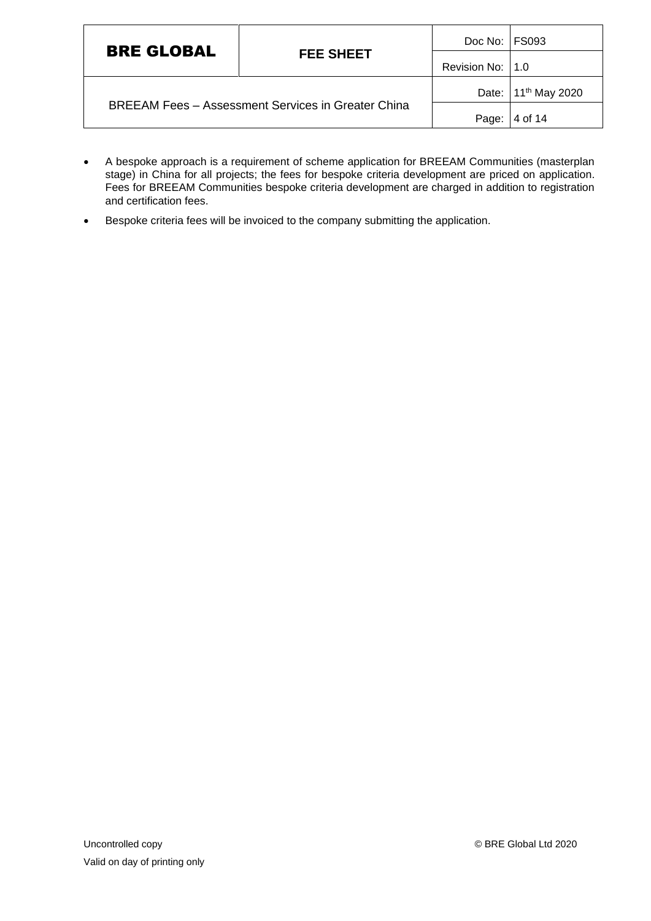- A bespoke approach is a requirement of scheme application for BREEAM Communities (masterplan stage) in China for all projects; the fees for bespoke criteria development are priced on application. Fees for BREEAM Communities bespoke criteria development are charged in addition to registration and certification fees.
- Bespoke criteria fees will be invoiced to the company submitting the application.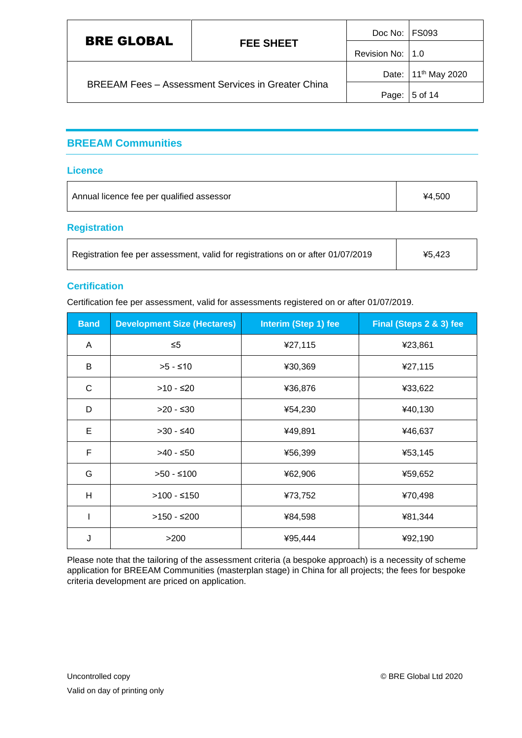## BREEAM Communities

### Licence

| Annual licence fee per qualified assessor | ¥4,500 |
|---|---|

### Registration

| Registration fee per assessment, valid for registrations on or after 01/07/2019 | ¥5,423 |
|---|---|

### Certification

Certification fee per assessment, valid for assessments registered on or after 01/07/2019.

| Band | Development Size (Hectares) | Interim (Step 1) fee | Final (Steps 2 & 3) fee |
|---|---|---|---|
| A | ≤5 | ¥27,115 | ¥23,861 |
| B | >5 - ≤10 | ¥30,369 | ¥27,115 |
| C | >10 - ≤20 | ¥36,876 | ¥33,622 |
| D | >20 - ≤30 | ¥54,230 | ¥40,130 |
| E | >30 - ≤40 | ¥49,891 | ¥46,637 |
| F | >40 - ≤50 | ¥56,399 | ¥53,145 |
| G | >50 - ≤100 | ¥62,906 | ¥59,652 |
| H | >100 - ≤150 | ¥73,752 | ¥70,498 |
| I | >150 - ≤200 | ¥84,598 | ¥81,344 |
| J | >200 | ¥95,444 | ¥92,190 |

Please note that the tailoring of the assessment criteria (a bespoke approach) is a necessity of scheme application for BREEAM Communities (masterplan stage) in China for all projects; the fees for bespoke criteria development are priced on application.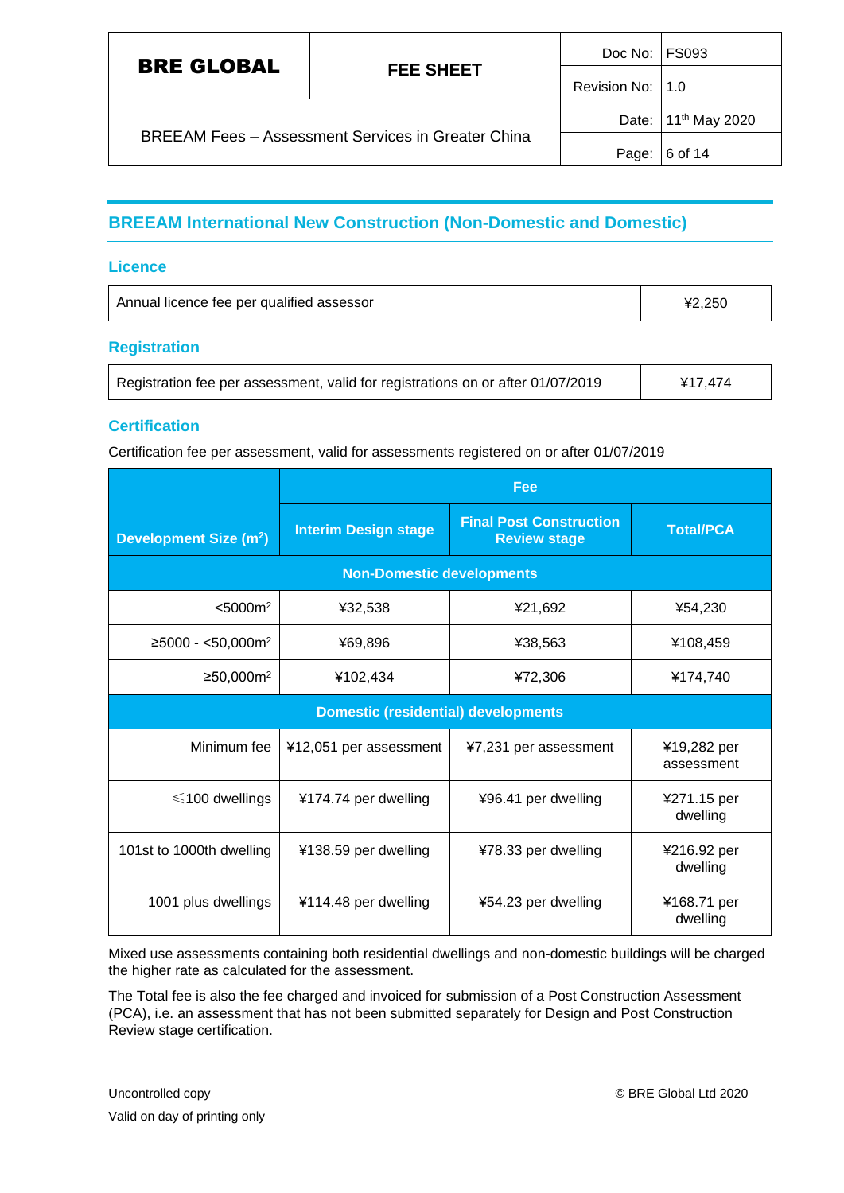## BREEAM International New Construction (Non-Domestic and Domestic)

### Licence

| Annual licence fee per qualified assessor | ¥2,250 |
|---|---|

### Registration

| Registration fee per assessment, valid for registrations on or after 01/07/2019 | ¥17,474 |
|---|---|

### Certification

Certification fee per assessment, valid for assessments registered on or after 01/07/2019

| Development Size (m$^2$) | Fee | | |
|---|---|---|---|
| | Interim Design stage | Final Post Construction Review stage | Total/PCA |
| **Non-Domestic developments** | | | |
| <5000m$^2$ | ¥32,538 | ¥21,692 | ¥54,230 |
| ≥5000 - <50,000m$^2$ | ¥69,896 | ¥38,563 | ¥108,459 |
| ≥50,000m$^2$ | ¥102,434 | ¥72,306 | ¥174,740 |
| **Domestic (residential) developments** | | | |
| Minimum fee | ¥12,051 per assessment | ¥7,231 per assessment | ¥19,282 per assessment |
| ≤100 dwellings | ¥174.74 per dwelling | ¥96.41 per dwelling | ¥271.15 per dwelling |
| 101st to 1000th dwelling | ¥138.59 per dwelling | ¥78.33 per dwelling | ¥216.92 per dwelling |
| 1001 plus dwellings | ¥114.48 per dwelling | ¥54.23 per dwelling | ¥168.71 per dwelling |

Mixed use assessments containing both residential dwellings and non-domestic buildings will be charged the higher rate as calculated for the assessment.

The Total fee is also the fee charged and invoiced for submission of a Post Construction Assessment (PCA), i.e. an assessment that has not been submitted separately for Design and Post Construction Review stage certification.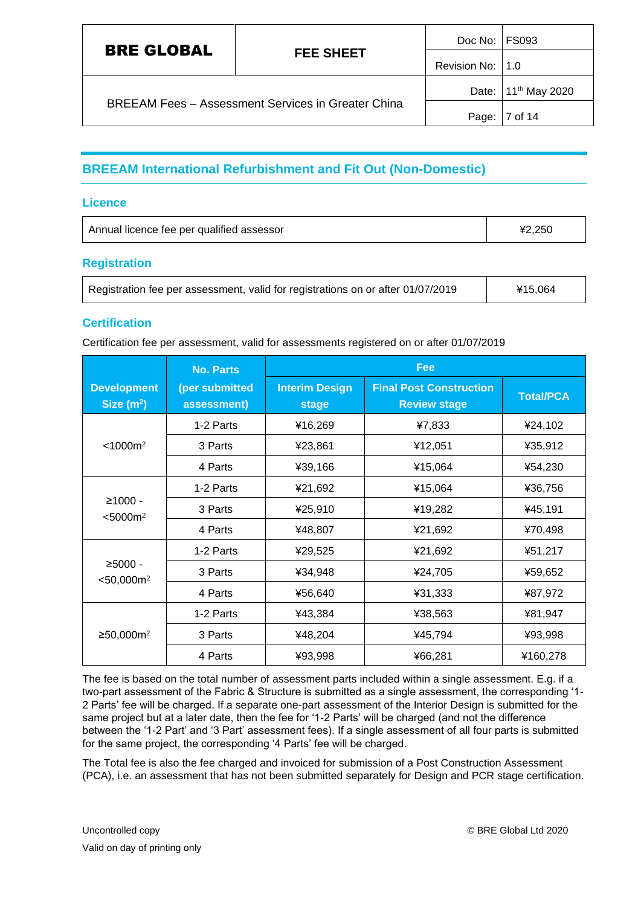## BREEAM International Refurbishment and Fit Out (Non-Domestic)

### Licence

| Annual licence fee per qualified assessor | ¥2,250 |
|---|---|

### Registration

| Registration fee per assessment, valid for registrations on or after 01/07/2019 | ¥15,064 |
|---|---|

### Certification

Certification fee per assessment, valid for assessments registered on or after 01/07/2019

| Development Size ($m^2$) | No. Parts (per submitted assessment) | Fee | | |
|---|---|---|---|---|
| | | Interim Design stage | Final Post Construction Review stage | Total/PCA |
| <1000m² | 1-2 Parts | ¥16,269 | ¥7,833 | ¥24,102 |
| | 3 Parts | ¥23,861 | ¥12,051 | ¥35,912 |
| | 4 Parts | ¥39,166 | ¥15,064 | ¥54,230 |
| ≥1000 - <5000m² | 1-2 Parts | ¥21,692 | ¥15,064 | ¥36,756 |
| | 3 Parts | ¥25,910 | ¥19,282 | ¥45,191 |
| | 4 Parts | ¥48,807 | ¥21,692 | ¥70,498 |
| ≥5000 - <50,000m² | 1-2 Parts | ¥29,525 | ¥21,692 | ¥51,217 |
| | 3 Parts | ¥34,948 | ¥24,705 | ¥59,652 |
| | 4 Parts | ¥56,640 | ¥31,333 | ¥87,972 |
| ≥50,000m² | 1-2 Parts | ¥43,384 | ¥38,563 | ¥81,947 |
| | 3 Parts | ¥48,204 | ¥45,794 | ¥93,998 |
| | 4 Parts | ¥93,998 | ¥66,281 | ¥160,278 |

The fee is based on the total number of assessment parts included within a single assessment. E.g. if a two-part assessment of the Fabric & Structure is submitted as a single assessment, the corresponding '1-2 Parts' fee will be charged. If a separate one-part assessment of the Interior Design is submitted for the same project but at a later date, then the fee for '1-2 Parts' will be charged (and not the difference between the '1-2 Part' and '3 Part' assessment fees). If a single assessment of all four parts is submitted for the same project, the corresponding '4 Parts' fee will be charged.

The Total fee is also the fee charged and invoiced for submission of a Post Construction Assessment (PCA), i.e. an assessment that has not been submitted separately for Design and PCR stage certification.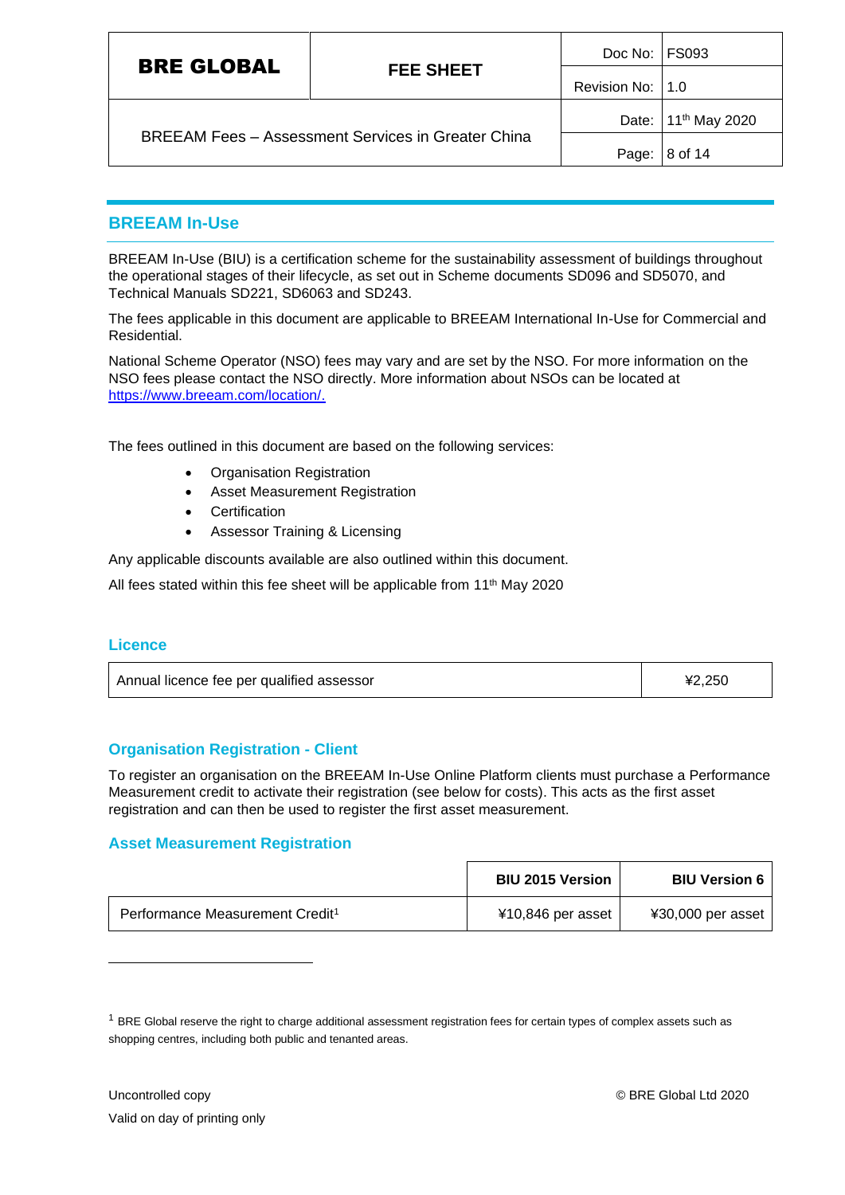## BREEAM In-Use

BREEAM In-Use (BIU) is a certification scheme for the sustainability assessment of buildings throughout the operational stages of their lifecycle, as set out in Scheme documents SD096 and SD5070, and Technical Manuals SD221, SD6063 and SD243.

The fees applicable in this document are applicable to BREEAM International In-Use for Commercial and Residential.

National Scheme Operator (NSO) fees may vary and are set by the NSO. For more information on the NSO fees please contact the NSO directly. More information about NSOs can be located at https://www.breeam.com/location/.

The fees outlined in this document are based on the following services:

- Organisation Registration
- Asset Measurement Registration
- Certification
- Assessor Training & Licensing

Any applicable discounts available are also outlined within this document.

All fees stated within this fee sheet will be applicable from 11th May 2020

### Licence

| Annual licence fee per qualified assessor | ¥2,250 |
|---|---|

### Organisation Registration - Client

To register an organisation on the BREEAM In-Use Online Platform clients must purchase a Performance Measurement credit to activate their registration (see below for costs). This acts as the first asset registration and can then be used to register the first asset measurement.

### Asset Measurement Registration

| | BIU 2015 Version | BIU Version 6 |
|---|---|---|
| Performance Measurement Credit[1] | ¥10,846 per asset | ¥30,000 per asset |

[1] BRE Global reserve the right to charge additional assessment registration fees for certain types of complex assets such as shopping centres, including both public and tenanted areas.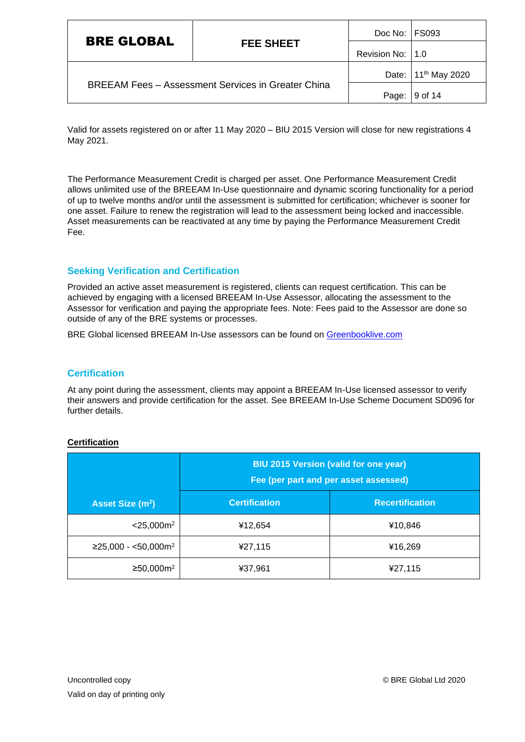Valid for assets registered on or after 11 May 2020 – BIU 2015 Version will close for new registrations 4 May 2021.

The Performance Measurement Credit is charged per asset. One Performance Measurement Credit allows unlimited use of the BREEAM In-Use questionnaire and dynamic scoring functionality for a period of up to twelve months and/or until the assessment is submitted for certification; whichever is sooner for one asset. Failure to renew the registration will lead to the assessment being locked and inaccessible. Asset measurements can be reactivated at any time by paying the Performance Measurement Credit Fee.

## Seeking Verification and Certification

Provided an active asset measurement is registered, clients can request certification. This can be achieved by engaging with a licensed BREEAM In-Use Assessor, allocating the assessment to the Assessor for verification and paying the appropriate fees. Note: Fees paid to the Assessor are done so outside of any of the BRE systems or processes.

BRE Global licensed BREEAM In-Use assessors can be found on [Greenbooklive.com](Greenbooklive.com)

## Certification

At any point during the assessment, clients may appoint a BREEAM In-Use licensed assessor to verify their answers and provide certification for the asset. See BREEAM In-Use Scheme Document SD096 for further details.

**Certification**

| Asset Size ($m^2$) | BIU 2015 Version (valid for one year) Fee (per part and per asset assessed) | |
|---|---|---|
| | Certification | Recertification |
| <25,000$m^2$ | ¥12,654 | ¥10,846 |
| ≥25,000 - <50,000$m^2$ | ¥27,115 | ¥16,269 |
| ≥50,000$m^2$ | ¥37,961 | ¥27,115 |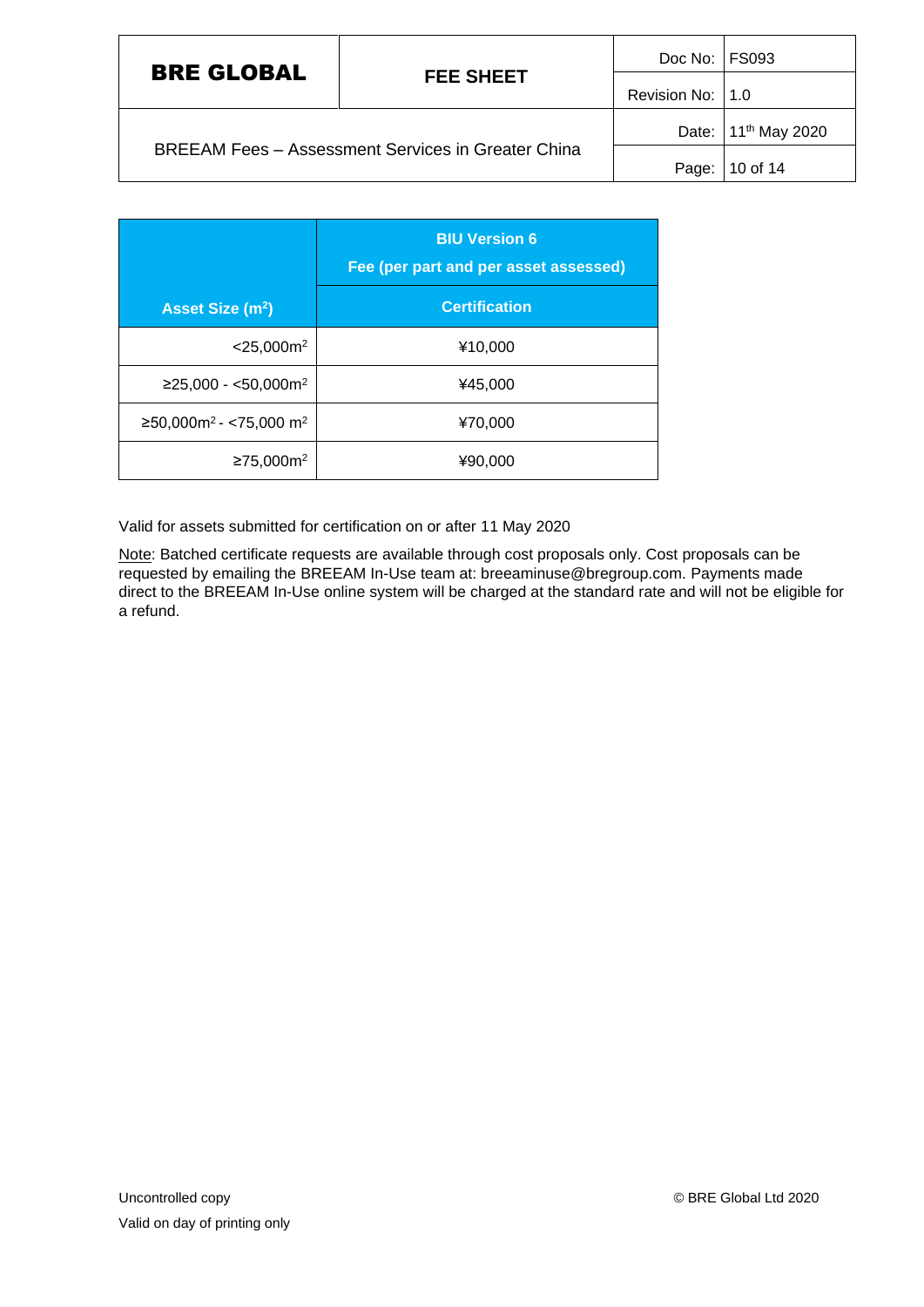| Asset Size ($m^2$) | BIU Version 6<br>Fee (per part and per asset assessed) |
|---|---|
| | Certification |
| <25,000$m^2$ | ¥10,000 |
| ≥25,000 - <50,000$m^2$ | ¥45,000 |
| ≥50,000$m^2$ - <75,000 $m^2$ | ¥70,000 |
| ≥75,000$m^2$ | ¥90,000 |

Valid for assets submitted for certification on or after 11 May 2020

Note: Batched certificate requests are available through cost proposals only. Cost proposals can be requested by emailing the BREEAM In-Use team at: breeaminuse@bregroup.com. Payments made direct to the BREEAM In-Use online system will be charged at the standard rate and will not be eligible for a refund.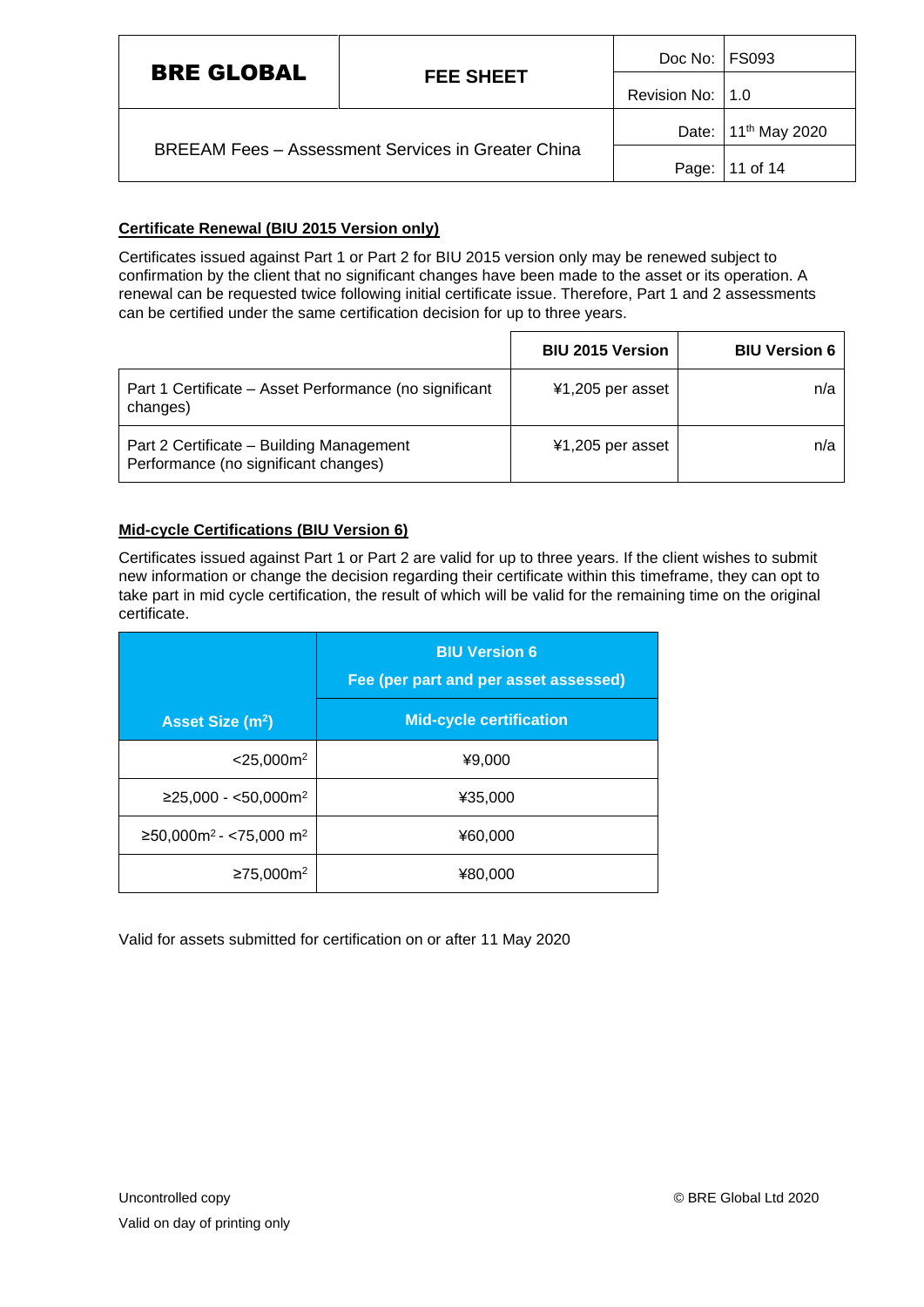**Certificate Renewal (BIU 2015 Version only)**

Certificates issued against Part 1 or Part 2 for BIU 2015 version only may be renewed subject to confirmation by the client that no significant changes have been made to the asset or its operation. A renewal can be requested twice following initial certificate issue. Therefore, Part 1 and 2 assessments can be certified under the same certification decision for up to three years.

| | BIU 2015 Version | BIU Version 6 |
|---|---|---|
| Part 1 Certificate – Asset Performance (no significant changes) | ¥1,205 per asset | n/a |
| Part 2 Certificate – Building Management Performance (no significant changes) | ¥1,205 per asset | n/a |

**Mid-cycle Certifications (BIU Version 6)**

Certificates issued against Part 1 or Part 2 are valid for up to three years. If the client wishes to submit new information or change the decision regarding their certificate within this timeframe, they can opt to take part in mid cycle certification, the result of which will be valid for the remaining time on the original certificate.

| Asset Size ($m^2$) | BIU Version 6 Fee (per part and per asset assessed) |
|---|---|
| | Mid-cycle certification |
| <25,000$m^2$ | ¥9,000 |
| ≥25,000 - <50,000$m^2$ | ¥35,000 |
| ≥50,000$m^2$ - <75,000 $m^2$ | ¥60,000 |
| ≥75,000$m^2$ | ¥80,000 |

Valid for assets submitted for certification on or after 11 May 2020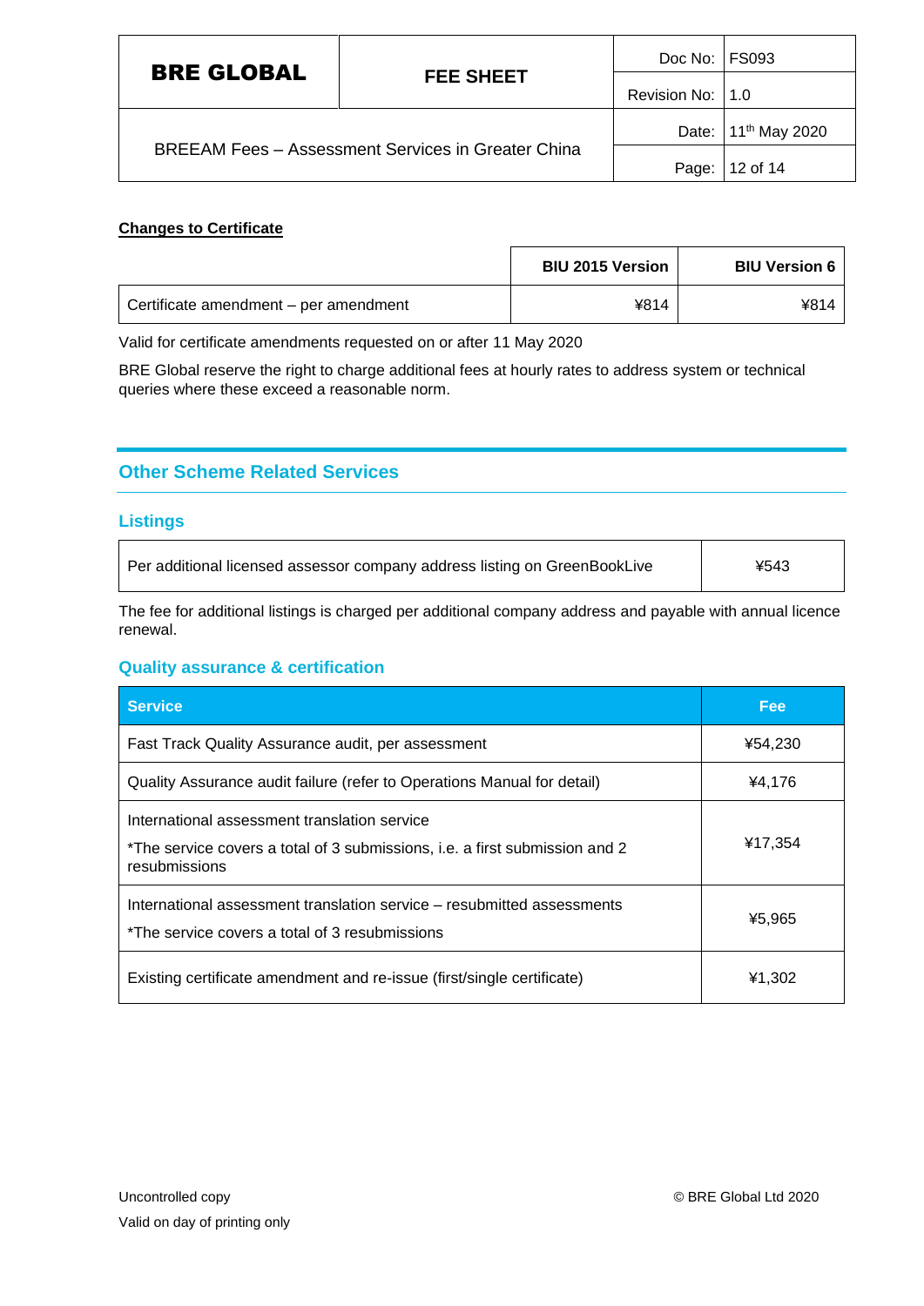**Changes to Certificate**

| | BIU 2015 Version | BIU Version 6 |
|---|---|---|
| Certificate amendment – per amendment | ¥814 | ¥814 |

Valid for certificate amendments requested on or after 11 May 2020

BRE Global reserve the right to charge additional fees at hourly rates to address system or technical queries where these exceed a reasonable norm.

## Other Scheme Related Services

### Listings

| | |
|---|---|
| Per additional licensed assessor company address listing on GreenBookLive | ¥543 |

The fee for additional listings is charged per additional company address and payable with annual licence renewal.

### Quality assurance & certification

| Service | Fee |
|---|---|
| Fast Track Quality Assurance audit, per assessment | ¥54,230 |
| Quality Assurance audit failure (refer to Operations Manual for detail) | ¥4,176 |
| International assessment translation service<br>*The service covers a total of 3 submissions, i.e. a first submission and 2 resubmissions | ¥17,354 |
| International assessment translation service – resubmitted assessments<br>*The service covers a total of 3 resubmissions | ¥5,965 |
| Existing certificate amendment and re-issue (first/single certificate) | ¥1,302 |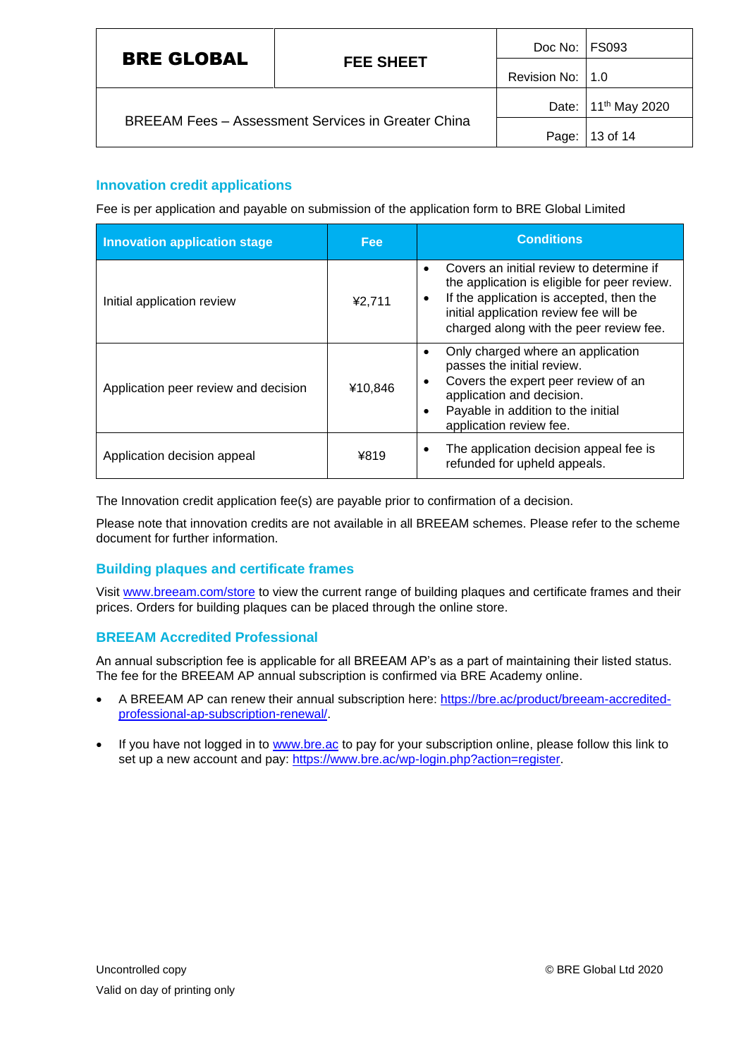## Innovation credit applications

Fee is per application and payable on submission of the application form to BRE Global Limited

| Innovation application stage | Fee | Conditions |
|---|---|---|
| Initial application review | ¥2,711 | • Covers an initial review to determine if the application is eligible for peer review.<br>• If the application is accepted, then the initial application review fee will be charged along with the peer review fee. |
| Application peer review and decision | ¥10,846 | • Only charged where an application passes the initial review.<br>• Covers the expert peer review of an application and decision.<br>• Payable in addition to the initial application review fee. |
| Application decision appeal | ¥819 | • The application decision appeal fee is refunded for upheld appeals. |

The Innovation credit application fee(s) are payable prior to confirmation of a decision.

Please note that innovation credits are not available in all BREEAM schemes. Please refer to the scheme document for further information.

## Building plaques and certificate frames

Visit www.breeam.com/store to view the current range of building plaques and certificate frames and their prices. Orders for building plaques can be placed through the online store.

## BREEAM Accredited Professional

An annual subscription fee is applicable for all BREEAM AP's as a part of maintaining their listed status. The fee for the BREEAM AP annual subscription is confirmed via BRE Academy online.

- A BREEAM AP can renew their annual subscription here: https://bre.ac/product/breeam-accredited-professional-ap-subscription-renewal/.
- If you have not logged in to www.bre.ac to pay for your subscription online, please follow this link to set up a new account and pay: https://www.bre.ac/wp-login.php?action=register.